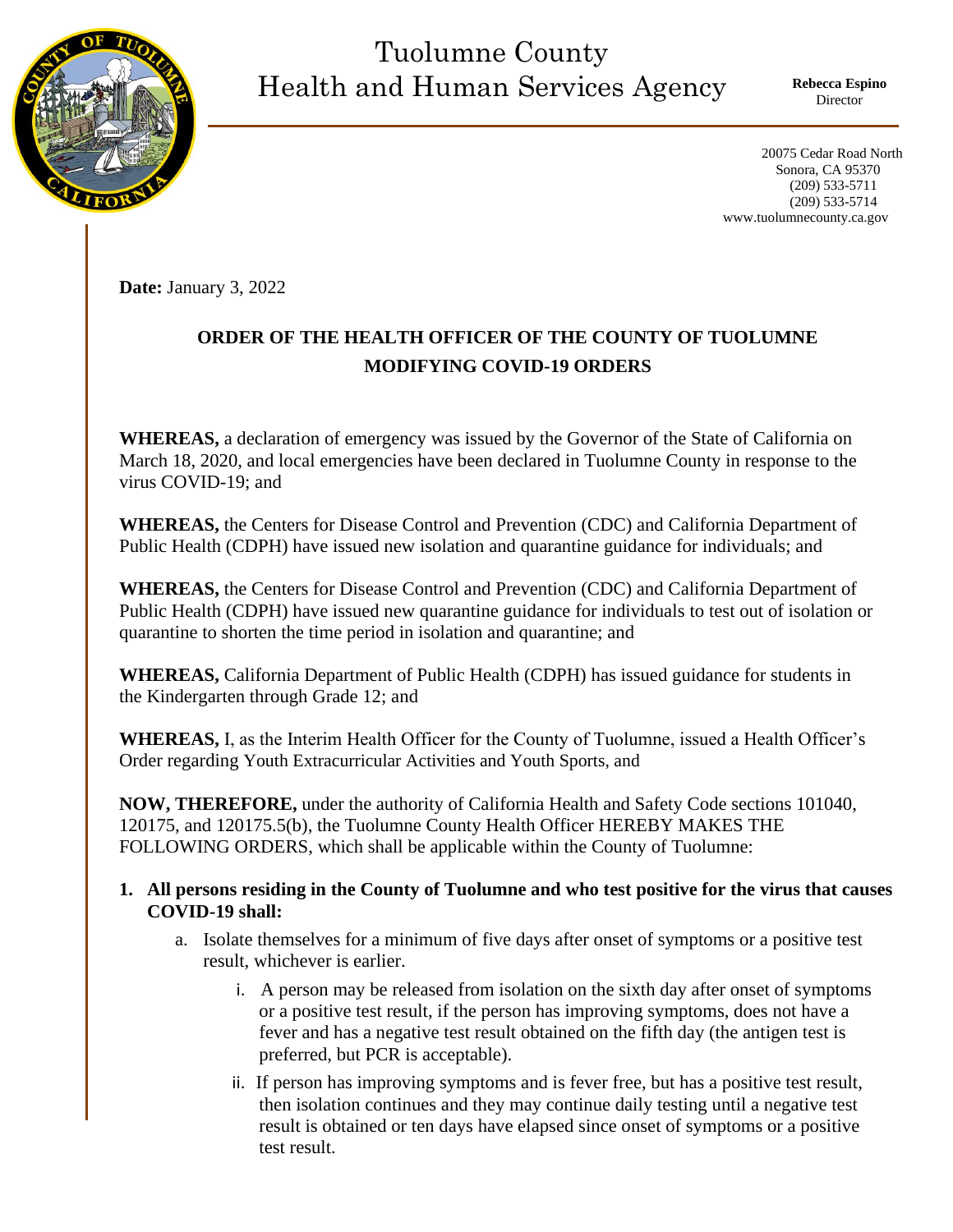# Tuolumne County Health and Human Services Agency

**Rebecca Espino**
Director

20075 Cedar Road North
Sonora, CA 95370
(209) 533-5711
(209) 533-5714
www.tuolumnecounty.ca.gov

**Date:** January 3, 2022

## ORDER OF THE HEALTH OFFICER OF THE COUNTY OF TUOLUMNE MODIFYING COVID-19 ORDERS

**WHEREAS,** a declaration of emergency was issued by the Governor of the State of California on March 18, 2020, and local emergencies have been declared in Tuolumne County in response to the virus COVID-19; and

**WHEREAS,** the Centers for Disease Control and Prevention (CDC) and California Department of Public Health (CDPH) have issued new isolation and quarantine guidance for individuals; and

**WHEREAS,** the Centers for Disease Control and Prevention (CDC) and California Department of Public Health (CDPH) have issued new quarantine guidance for individuals to test out of isolation or quarantine to shorten the time period in isolation and quarantine; and

**WHEREAS,** California Department of Public Health (CDPH) has issued guidance for students in the Kindergarten through Grade 12; and

**WHEREAS,** I, as the Interim Health Officer for the County of Tuolumne, issued a Health Officer's Order regarding Youth Extracurricular Activities and Youth Sports, and

**NOW, THEREFORE,** under the authority of California Health and Safety Code sections 101040, 120175, and 120175.5(b), the Tuolumne County Health Officer HEREBY MAKES THE FOLLOWING ORDERS, which shall be applicable within the County of Tuolumne:

1. **All persons residing in the County of Tuolumne and who test positive for the virus that causes COVID-19 shall:**
   a. Isolate themselves for a minimum of five days after onset of symptoms or a positive test result, whichever is earlier.
      i. A person may be released from isolation on the sixth day after onset of symptoms or a positive test result, if the person has improving symptoms, does not have a fever and has a negative test result obtained on the fifth day (the antigen test is preferred, but PCR is acceptable).
      ii. If person has improving symptoms and is fever free, but has a positive test result, then isolation continues and they may continue daily testing until a negative test result is obtained or ten days have elapsed since onset of symptoms or a positive test result.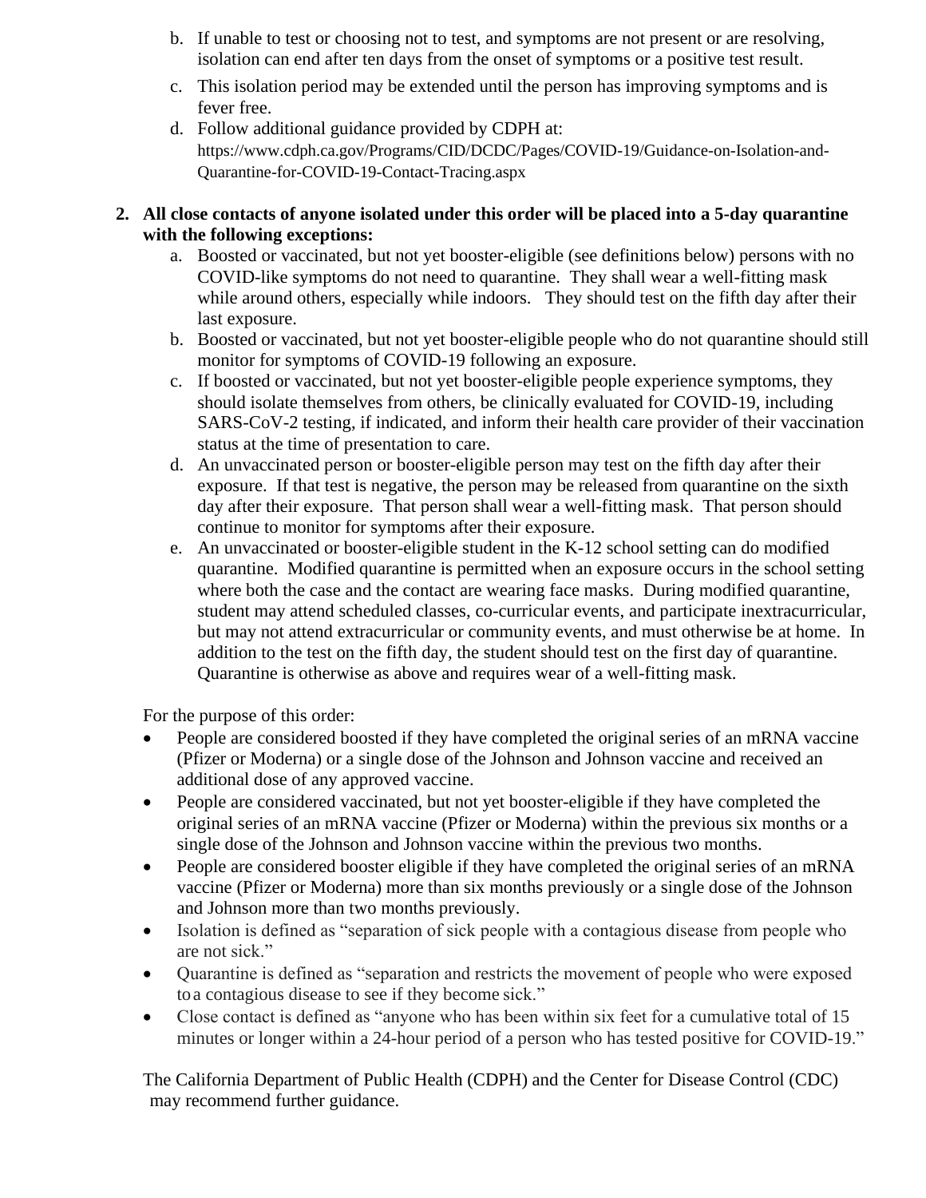b. If unable to test or choosing not to test, and symptoms are not present or are resolving, isolation can end after ten days from the onset of symptoms or a positive test result.
   c. This isolation period may be extended until the person has improving symptoms and is fever free.
   d. Follow additional guidance provided by CDPH at: https://www.cdph.ca.gov/Programs/CID/DCDC/Pages/COVID-19/Guidance-on-Isolation-and-Quarantine-for-COVID-19-Contact-Tracing.aspx

2. **All close contacts of anyone isolated under this order will be placed into a 5-day quarantine with the following exceptions:**
   a. Boosted or vaccinated, but not yet booster-eligible (see definitions below) persons with no COVID-like symptoms do not need to quarantine. They shall wear a well-fitting mask while around others, especially while indoors. They should test on the fifth day after their last exposure.
   b. Boosted or vaccinated, but not yet booster-eligible people who do not quarantine should still monitor for symptoms of COVID-19 following an exposure.
   c. If boosted or vaccinated, but not yet booster-eligible people experience symptoms, they should isolate themselves from others, be clinically evaluated for COVID-19, including SARS-CoV-2 testing, if indicated, and inform their health care provider of their vaccination status at the time of presentation to care.
   d. An unvaccinated person or booster-eligible person may test on the fifth day after their exposure. If that test is negative, the person may be released from quarantine on the sixth day after their exposure. That person shall wear a well-fitting mask. That person should continue to monitor for symptoms after their exposure.
   e. An unvaccinated or booster-eligible student in the K-12 school setting can do modified quarantine. Modified quarantine is permitted when an exposure occurs in the school setting where both the case and the contact are wearing face masks. During modified quarantine, student may attend scheduled classes, co-curricular events, and participate inextracurricular, but may not attend extracurricular or community events, and must otherwise be at home. In addition to the test on the fifth day, the student should test on the first day of quarantine. Quarantine is otherwise as above and requires wear of a well-fitting mask.

For the purpose of this order:

- People are considered boosted if they have completed the original series of an mRNA vaccine (Pfizer or Moderna) or a single dose of the Johnson and Johnson vaccine and received an additional dose of any approved vaccine.
- People are considered vaccinated, but not yet booster-eligible if they have completed the original series of an mRNA vaccine (Pfizer or Moderna) within the previous six months or a single dose of the Johnson and Johnson vaccine within the previous two months.
- People are considered booster eligible if they have completed the original series of an mRNA vaccine (Pfizer or Moderna) more than six months previously or a single dose of the Johnson and Johnson more than two months previously.
- Isolation is defined as "separation of sick people with a contagious disease from people who are not sick."
- Quarantine is defined as "separation and restricts the movement of people who were exposed to a contagious disease to see if they become sick."
- Close contact is defined as "anyone who has been within six feet for a cumulative total of 15 minutes or longer within a 24-hour period of a person who has tested positive for COVID-19."

The California Department of Public Health (CDPH) and the Center for Disease Control (CDC) may recommend further guidance.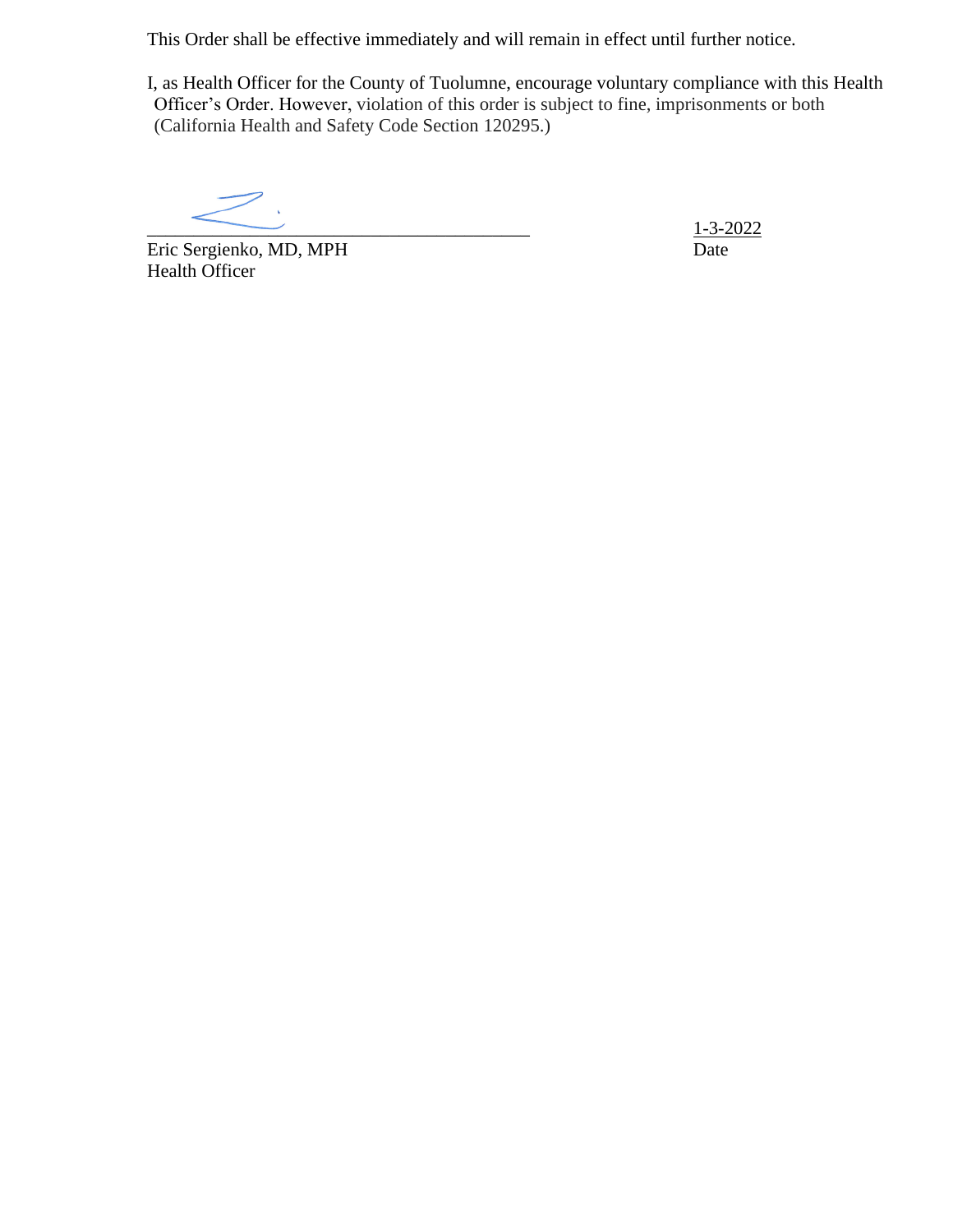This Order shall be effective immediately and will remain in effect until further notice.

I, as Health Officer for the County of Tuolumne, encourage voluntary compliance with this Health Officer's Order. However, violation of this order is subject to fine, imprisonments or both (California Health and Safety Code Section 120295.)

_________________________________________ 1-3-2022

Eric Sergienko, MD, MPH Date

Health Officer